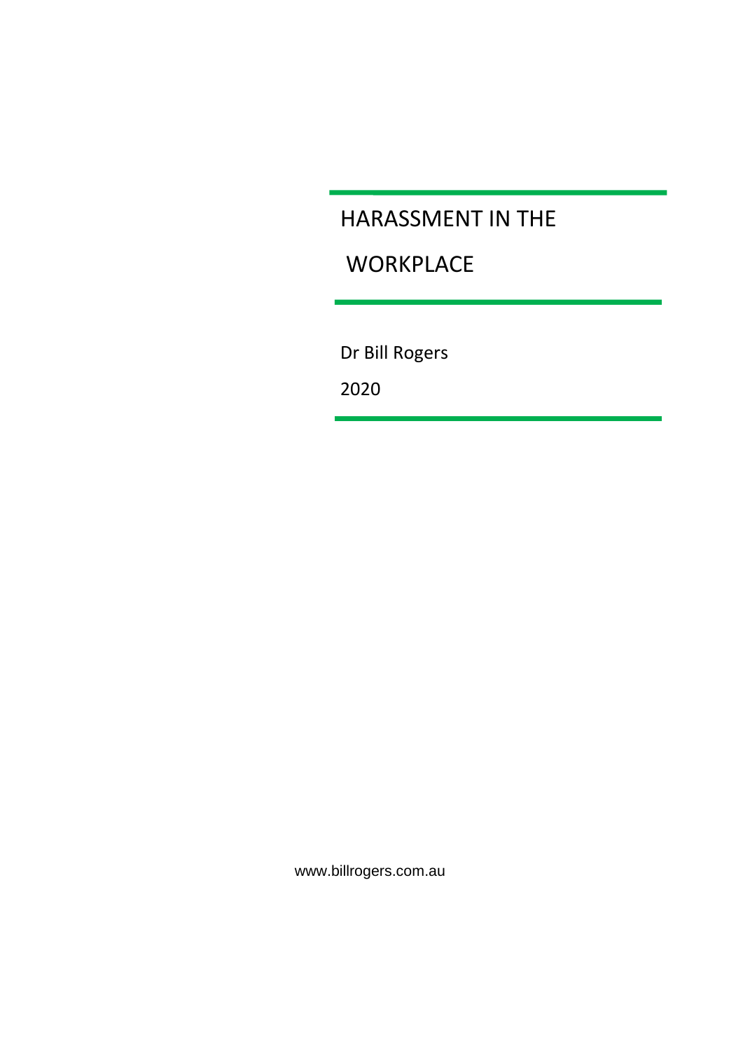# HARASSMENT IN THE WORKPLACE

Dr Bill Rogers

2020

www.billrogers.com.au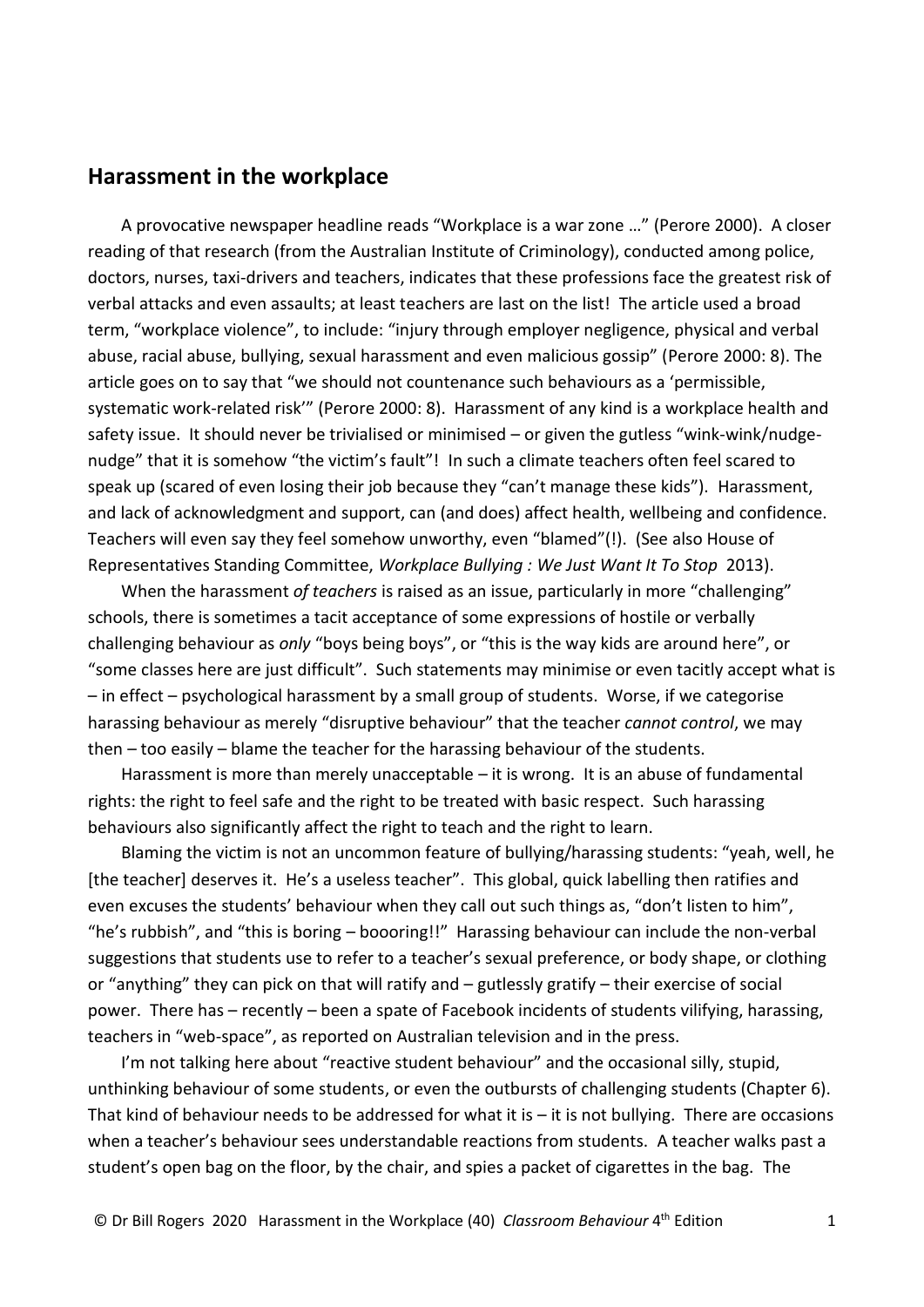## Harassment in the workplace

A provocative newspaper headline reads "Workplace is a war zone …" (Perore 2000). A closer reading of that research (from the Australian Institute of Criminology), conducted among police, doctors, nurses, taxi-drivers and teachers, indicates that these professions face the greatest risk of verbal attacks and even assaults; at least teachers are last on the list! The article used a broad term, "workplace violence", to include: "injury through employer negligence, physical and verbal abuse, racial abuse, bullying, sexual harassment and even malicious gossip" (Perore 2000: 8). The article goes on to say that "we should not countenance such behaviours as a 'permissible, systematic work-related risk'" (Perore 2000: 8). Harassment of any kind is a workplace health and safety issue. It should never be trivialised or minimised – or given the gutless "wink-wink/nudge-nudge" that it is somehow "the victim's fault"! In such a climate teachers often feel scared to speak up (scared of even losing their job because they "can't manage these kids"). Harassment, and lack of acknowledgment and support, can (and does) affect health, wellbeing and confidence. Teachers will even say they feel somehow unworthy, even "blamed"(!). (See also House of Representatives Standing Committee, *Workplace Bullying : We Just Want It To Stop* 2013).

When the harassment *of teachers* is raised as an issue, particularly in more "challenging" schools, there is sometimes a tacit acceptance of some expressions of hostile or verbally challenging behaviour as *only* "boys being boys", or "this is the way kids are around here", or "some classes here are just difficult". Such statements may minimise or even tacitly accept what is – in effect – psychological harassment by a small group of students. Worse, if we categorise harassing behaviour as merely "disruptive behaviour" that the teacher *cannot control*, we may then – too easily – blame the teacher for the harassing behaviour of the students.

Harassment is more than merely unacceptable – it is wrong. It is an abuse of fundamental rights: the right to feel safe and the right to be treated with basic respect. Such harassing behaviours also significantly affect the right to teach and the right to learn.

Blaming the victim is not an uncommon feature of bullying/harassing students: "yeah, well, he [the teacher] deserves it. He's a useless teacher". This global, quick labelling then ratifies and even excuses the students' behaviour when they call out such things as, "don't listen to him", "he's rubbish", and "this is boring – boooring!!" Harassing behaviour can include the non-verbal suggestions that students use to refer to a teacher's sexual preference, or body shape, or clothing or "anything" they can pick on that will ratify and – gutlessly gratify – their exercise of social power. There has – recently – been a spate of Facebook incidents of students vilifying, harassing, teachers in "web-space", as reported on Australian television and in the press.

I'm not talking here about "reactive student behaviour" and the occasional silly, stupid, unthinking behaviour of some students, or even the outbursts of challenging students (Chapter 6). That kind of behaviour needs to be addressed for what it is – it is not bullying. There are occasions when a teacher's behaviour sees understandable reactions from students. A teacher walks past a student's open bag on the floor, by the chair, and spies a packet of cigarettes in the bag. The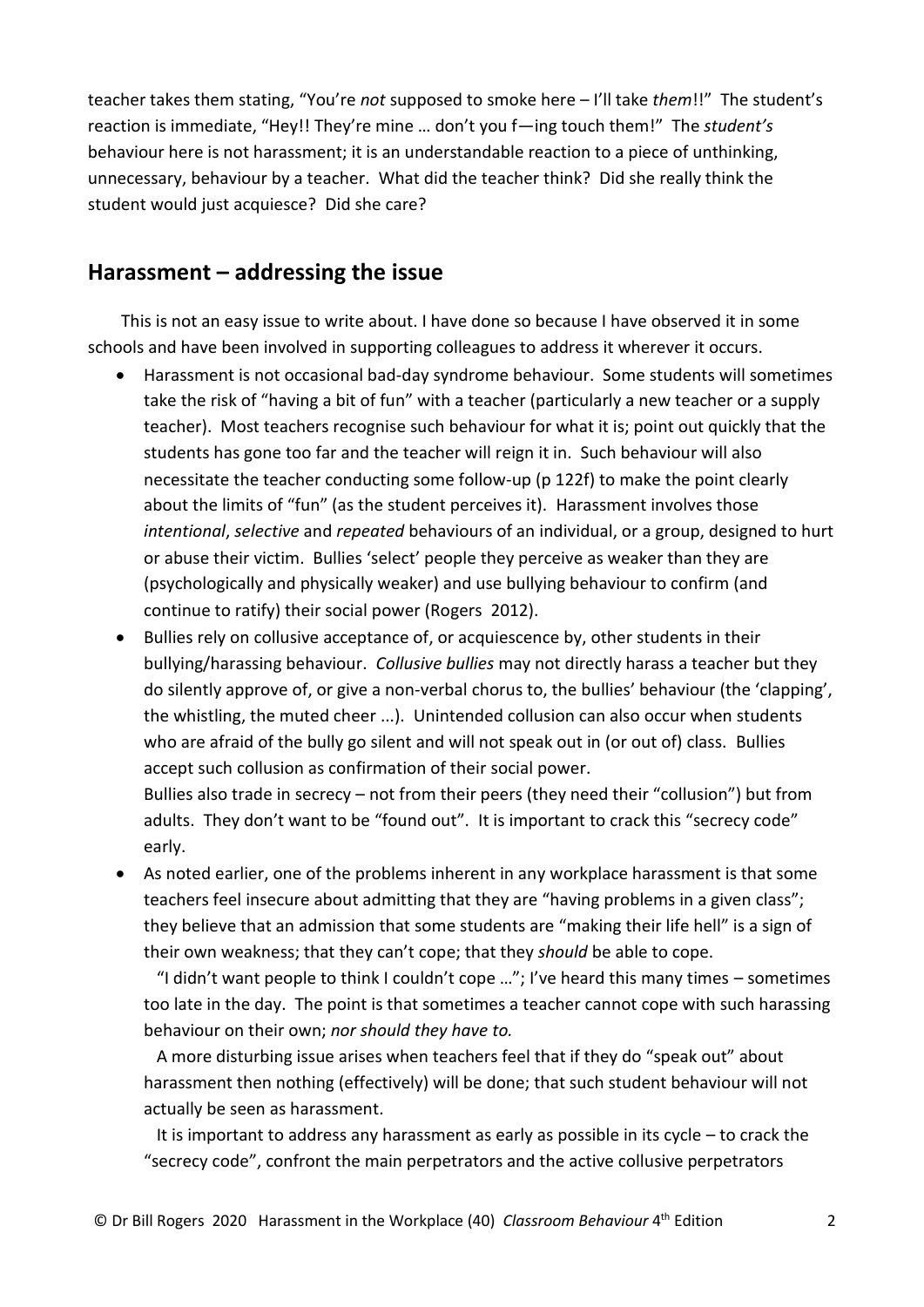teacher takes them stating, "You're *not* supposed to smoke here – I'll take *them*!!" The student's reaction is immediate, "Hey!! They're mine … don't you f—ing touch them!" The *student's* behaviour here is not harassment; it is an understandable reaction to a piece of unthinking, unnecessary, behaviour by a teacher. What did the teacher think? Did she really think the student would just acquiesce? Did she care?

## Harassment – addressing the issue

This is not an easy issue to write about. I have done so because I have observed it in some schools and have been involved in supporting colleagues to address it wherever it occurs.

- Harassment is not occasional bad-day syndrome behaviour. Some students will sometimes take the risk of "having a bit of fun" with a teacher (particularly a new teacher or a supply teacher). Most teachers recognise such behaviour for what it is; point out quickly that the students has gone too far and the teacher will reign it in. Such behaviour will also necessitate the teacher conducting some follow-up (p 122f) to make the point clearly about the limits of "fun" (as the student perceives it). Harassment involves those *intentional*, *selective* and *repeated* behaviours of an individual, or a group, designed to hurt or abuse their victim. Bullies 'select' people they perceive as weaker than they are (psychologically and physically weaker) and use bullying behaviour to confirm (and continue to ratify) their social power (Rogers 2012).
- Bullies rely on collusive acceptance of, or acquiescence by, other students in their bullying/harassing behaviour. *Collusive bullies* may not directly harass a teacher but they do silently approve of, or give a non-verbal chorus to, the bullies' behaviour (the 'clapping', the whistling, the muted cheer ...). Unintended collusion can also occur when students who are afraid of the bully go silent and will not speak out in (or out of) class. Bullies accept such collusion as confirmation of their social power.
  Bullies also trade in secrecy – not from their peers (they need their "collusion") but from adults. They don't want to be "found out". It is important to crack this "secrecy code" early.
- As noted earlier, one of the problems inherent in any workplace harassment is that some teachers feel insecure about admitting that they are "having problems in a given class"; they believe that an admission that some students are "making their life hell" is a sign of their own weakness; that they can't cope; that they *should* be able to cope.

  "I didn't want people to think I couldn't cope …"; I've heard this many times – sometimes too late in the day. The point is that sometimes a teacher cannot cope with such harassing behaviour on their own; *nor should they have to.*

  A more disturbing issue arises when teachers feel that if they do "speak out" about harassment then nothing (effectively) will be done; that such student behaviour will not actually be seen as harassment.

  It is important to address any harassment as early as possible in its cycle – to crack the "secrecy code", confront the main perpetrators and the active collusive perpetrators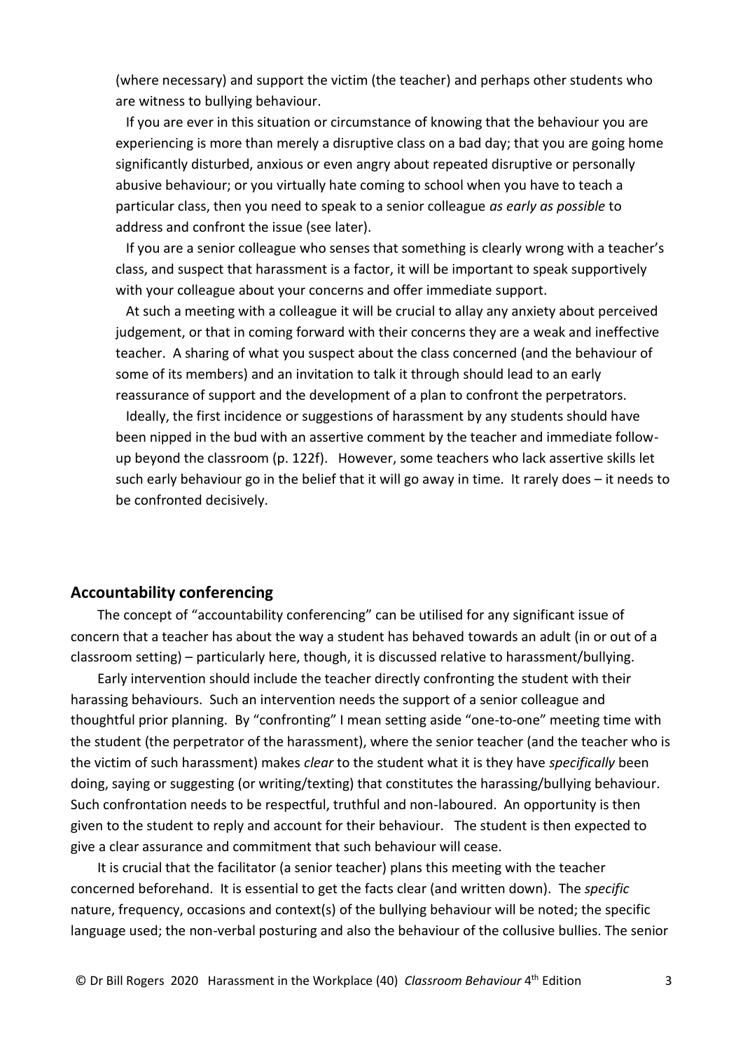(where necessary) and support the victim (the teacher) and perhaps other students who are witness to bullying behaviour.

If you are ever in this situation or circumstance of knowing that the behaviour you are experiencing is more than merely a disruptive class on a bad day; that you are going home significantly disturbed, anxious or even angry about repeated disruptive or personally abusive behaviour; or you virtually hate coming to school when you have to teach a particular class, then you need to speak to a senior colleague *as early as possible* to address and confront the issue (see later).

If you are a senior colleague who senses that something is clearly wrong with a teacher's class, and suspect that harassment is a factor, it will be important to speak supportively with your colleague about your concerns and offer immediate support.

At such a meeting with a colleague it will be crucial to allay any anxiety about perceived judgement, or that in coming forward with their concerns they are a weak and ineffective teacher. A sharing of what you suspect about the class concerned (and the behaviour of some of its members) and an invitation to talk it through should lead to an early reassurance of support and the development of a plan to confront the perpetrators.

Ideally, the first incidence or suggestions of harassment by any students should have been nipped in the bud with an assertive comment by the teacher and immediate follow-up beyond the classroom (p. 122f). However, some teachers who lack assertive skills let such early behaviour go in the belief that it will go away in time. It rarely does – it needs to be confronted decisively.

## Accountability conferencing

The concept of "accountability conferencing" can be utilised for any significant issue of concern that a teacher has about the way a student has behaved towards an adult (in or out of a classroom setting) – particularly here, though, it is discussed relative to harassment/bullying.

Early intervention should include the teacher directly confronting the student with their harassing behaviours. Such an intervention needs the support of a senior colleague and thoughtful prior planning. By "confronting" I mean setting aside "one-to-one" meeting time with the student (the perpetrator of the harassment), where the senior teacher (and the teacher who is the victim of such harassment) makes *clear* to the student what it is they have *specifically* been doing, saying or suggesting (or writing/texting) that constitutes the harassing/bullying behaviour. Such confrontation needs to be respectful, truthful and non-laboured. An opportunity is then given to the student to reply and account for their behaviour. The student is then expected to give a clear assurance and commitment that such behaviour will cease.

It is crucial that the facilitator (a senior teacher) plans this meeting with the teacher concerned beforehand. It is essential to get the facts clear (and written down). The *specific* nature, frequency, occasions and context(s) of the bullying behaviour will be noted; the specific language used; the non-verbal posturing and also the behaviour of the collusive bullies. The senior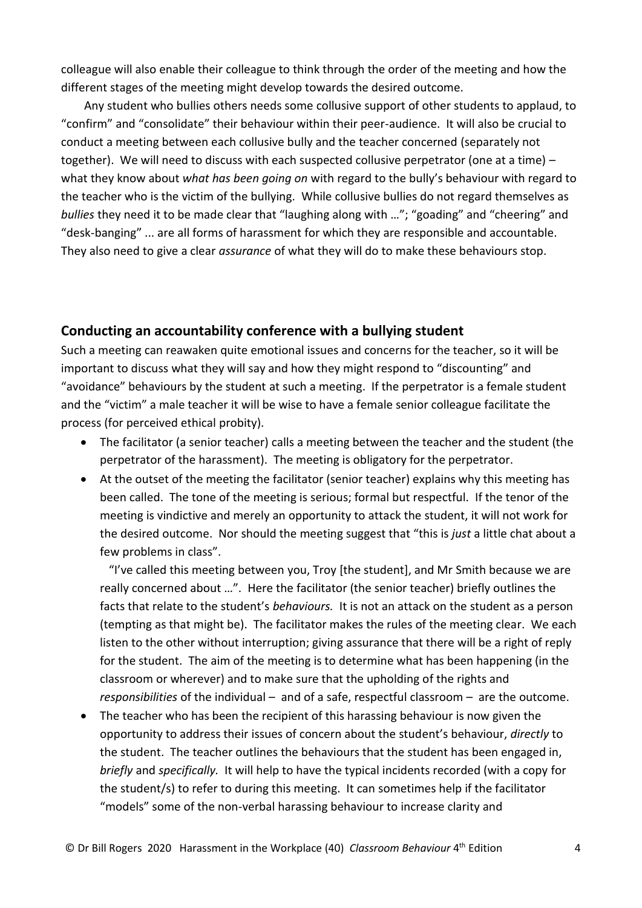colleague will also enable their colleague to think through the order of the meeting and how the different stages of the meeting might develop towards the desired outcome.

Any student who bullies others needs some collusive support of other students to applaud, to "confirm" and "consolidate" their behaviour within their peer-audience. It will also be crucial to conduct a meeting between each collusive bully and the teacher concerned (separately not together). We will need to discuss with each suspected collusive perpetrator (one at a time) – what they know about *what has been going on* with regard to the bully's behaviour with regard to the teacher who is the victim of the bullying. While collusive bullies do not regard themselves as *bullies* they need it to be made clear that "laughing along with …"; "goading" and "cheering" and "desk-banging" ... are all forms of harassment for which they are responsible and accountable. They also need to give a clear *assurance* of what they will do to make these behaviours stop.

## Conducting an accountability conference with a bullying student

Such a meeting can reawaken quite emotional issues and concerns for the teacher, so it will be important to discuss what they will say and how they might respond to "discounting" and "avoidance" behaviours by the student at such a meeting. If the perpetrator is a female student and the "victim" a male teacher it will be wise to have a female senior colleague facilitate the process (for perceived ethical probity).

- The facilitator (a senior teacher) calls a meeting between the teacher and the student (the perpetrator of the harassment). The meeting is obligatory for the perpetrator.
- At the outset of the meeting the facilitator (senior teacher) explains why this meeting has been called. The tone of the meeting is serious; formal but respectful. If the tenor of the meeting is vindictive and merely an opportunity to attack the student, it will not work for the desired outcome. Nor should the meeting suggest that "this is *just* a little chat about a few problems in class".

  "I've called this meeting between you, Troy [the student], and Mr Smith because we are really concerned about …". Here the facilitator (the senior teacher) briefly outlines the facts that relate to the student's *behaviours.* It is not an attack on the student as a person (tempting as that might be). The facilitator makes the rules of the meeting clear. We each listen to the other without interruption; giving assurance that there will be a right of reply for the student. The aim of the meeting is to determine what has been happening (in the classroom or wherever) and to make sure that the upholding of the rights and *responsibilities* of the individual – and of a safe, respectful classroom – are the outcome.
- The teacher who has been the recipient of this harassing behaviour is now given the opportunity to address their issues of concern about the student's behaviour, *directly* to the student. The teacher outlines the behaviours that the student has been engaged in, *briefly* and *specifically.* It will help to have the typical incidents recorded (with a copy for the student/s) to refer to during this meeting. It can sometimes help if the facilitator "models" some of the non-verbal harassing behaviour to increase clarity and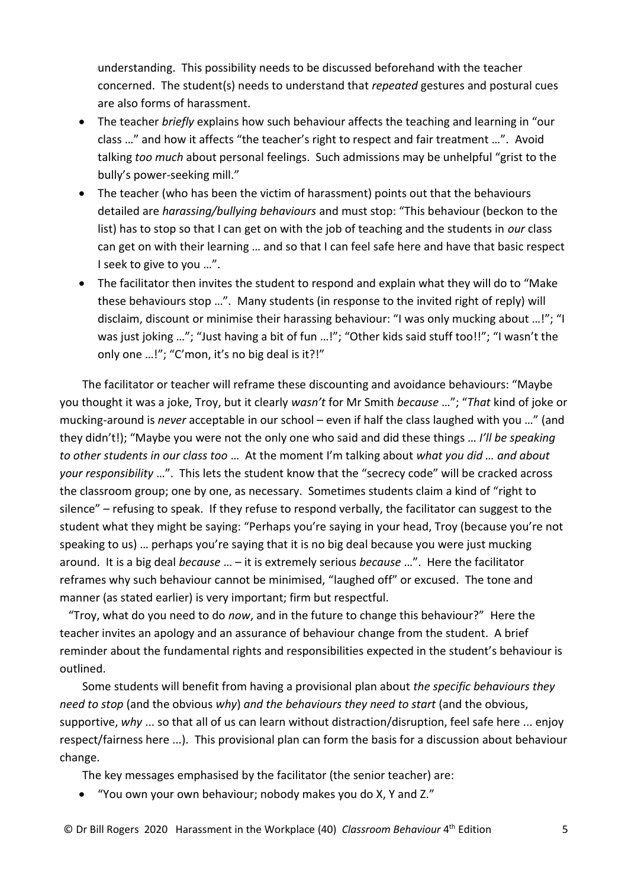understanding. This possibility needs to be discussed beforehand with the teacher concerned. The student(s) needs to understand that *repeated* gestures and postural cues are also forms of harassment.

- The teacher *briefly* explains how such behaviour affects the teaching and learning in "our class …" and how it affects "the teacher's right to respect and fair treatment …". Avoid talking *too much* about personal feelings. Such admissions may be unhelpful "grist to the bully's power-seeking mill."
- The teacher (who has been the victim of harassment) points out that the behaviours detailed are *harassing/bullying behaviours* and must stop: "This behaviour (beckon to the list) has to stop so that I can get on with the job of teaching and the students in *our* class can get on with their learning … and so that I can feel safe here and have that basic respect I seek to give to you …".
- The facilitator then invites the student to respond and explain what they will do to "Make these behaviours stop …". Many students (in response to the invited right of reply) will disclaim, discount or minimise their harassing behaviour: "I was only mucking about …!"; "I was just joking …"; "Just having a bit of fun …!"; "Other kids said stuff too!!"; "I wasn't the only one …!"; "C'mon, it's no big deal is it?!"

The facilitator or teacher will reframe these discounting and avoidance behaviours: "Maybe you thought it was a joke, Troy, but it clearly *wasn't* for Mr Smith *because* …"; "*That* kind of joke or mucking-around is *never* acceptable in our school – even if half the class laughed with you …" (and they didn't!); "Maybe you were not the only one who said and did these things … *I'll be speaking to other students in our class too* … At the moment I'm talking about *what you did … and about your responsibility* …". This lets the student know that the "secrecy code" will be cracked across the classroom group; one by one, as necessary. Sometimes students claim a kind of "right to silence" – refusing to speak. If they refuse to respond verbally, the facilitator can suggest to the student what they might be saying: "Perhaps you're saying in your head, Troy (because you're not speaking to us) … perhaps you're saying that it is no big deal because you were just mucking around. It is a big deal *because* … – it is extremely serious *because* …". Here the facilitator reframes why such behaviour cannot be minimised, "laughed off" or excused. The tone and manner (as stated earlier) is very important; firm but respectful.

"Troy, what do you need to do *now*, and in the future to change this behaviour?" Here the teacher invites an apology and an assurance of behaviour change from the student. A brief reminder about the fundamental rights and responsibilities expected in the student's behaviour is outlined.

Some students will benefit from having a provisional plan about *the specific behaviours they need to stop* (and the obvious *why*) *and the behaviours they need to start* (and the obvious, supportive, *why* ... so that all of us can learn without distraction/disruption, feel safe here ... enjoy respect/fairness here ...). This provisional plan can form the basis for a discussion about behaviour change.

The key messages emphasised by the facilitator (the senior teacher) are:

- "You own your own behaviour; nobody makes you do X, Y and Z."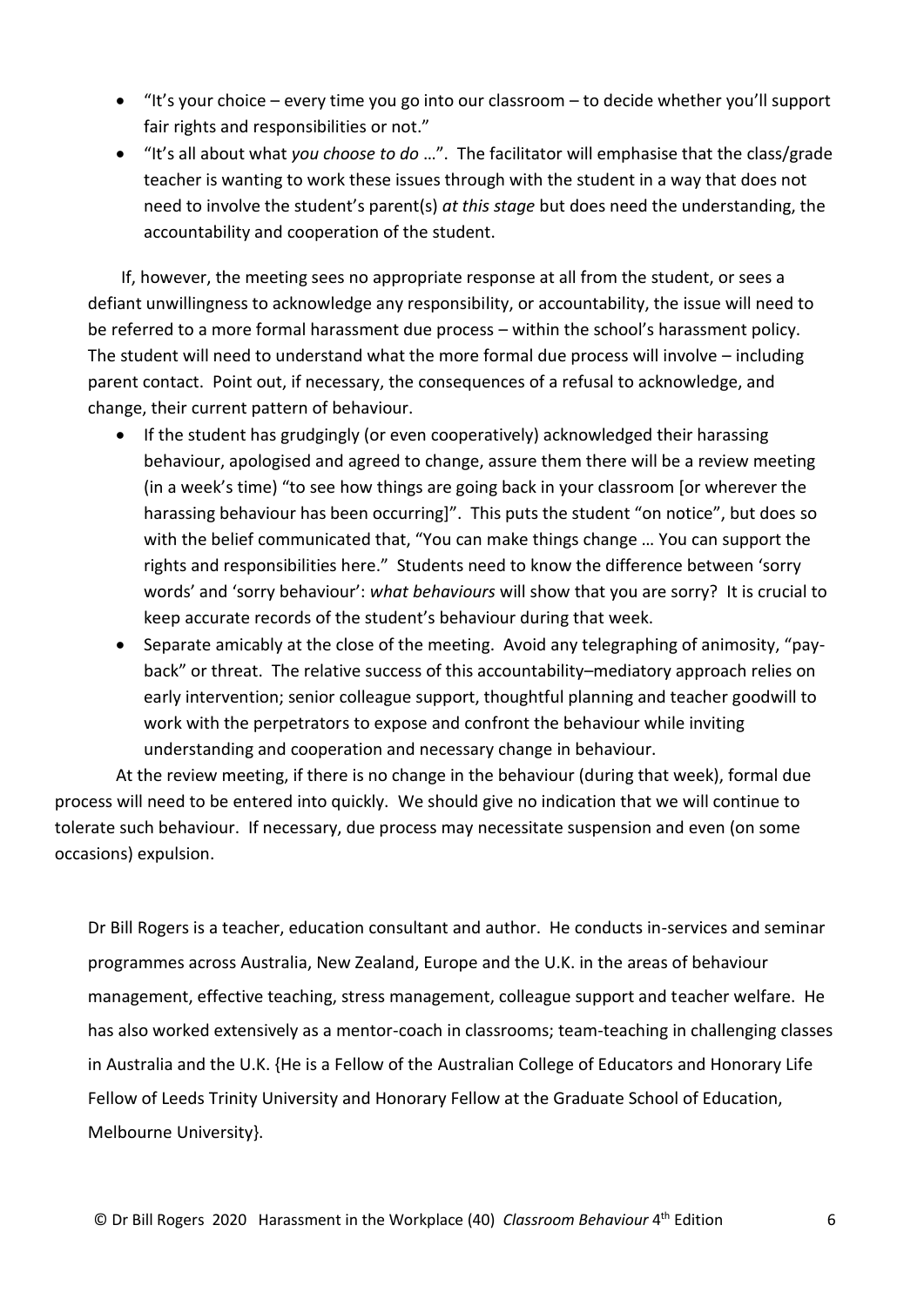- "It's your choice – every time you go into our classroom – to decide whether you'll support fair rights and responsibilities or not."
- "It's all about what *you choose to do* …". The facilitator will emphasise that the class/grade teacher is wanting to work these issues through with the student in a way that does not need to involve the student's parent(s) *at this stage* but does need the understanding, the accountability and cooperation of the student.

If, however, the meeting sees no appropriate response at all from the student, or sees a defiant unwillingness to acknowledge any responsibility, or accountability, the issue will need to be referred to a more formal harassment due process – within the school's harassment policy. The student will need to understand what the more formal due process will involve – including parent contact. Point out, if necessary, the consequences of a refusal to acknowledge, and change, their current pattern of behaviour.

- If the student has grudgingly (or even cooperatively) acknowledged their harassing behaviour, apologised and agreed to change, assure them there will be a review meeting (in a week's time) "to see how things are going back in your classroom [or wherever the harassing behaviour has been occurring]". This puts the student "on notice", but does so with the belief communicated that, "You can make things change … You can support the rights and responsibilities here." Students need to know the difference between 'sorry words' and 'sorry behaviour': *what behaviours* will show that you are sorry? It is crucial to keep accurate records of the student's behaviour during that week.
- Separate amicably at the close of the meeting. Avoid any telegraphing of animosity, "pay-back" or threat. The relative success of this accountability–mediatory approach relies on early intervention; senior colleague support, thoughtful planning and teacher goodwill to work with the perpetrators to expose and confront the behaviour while inviting understanding and cooperation and necessary change in behaviour.

At the review meeting, if there is no change in the behaviour (during that week), formal due process will need to be entered into quickly. We should give no indication that we will continue to tolerate such behaviour. If necessary, due process may necessitate suspension and even (on some occasions) expulsion.

Dr Bill Rogers is a teacher, education consultant and author. He conducts in-services and seminar programmes across Australia, New Zealand, Europe and the U.K. in the areas of behaviour management, effective teaching, stress management, colleague support and teacher welfare. He has also worked extensively as a mentor-coach in classrooms; team-teaching in challenging classes in Australia and the U.K. {He is a Fellow of the Australian College of Educators and Honorary Life Fellow of Leeds Trinity University and Honorary Fellow at the Graduate School of Education, Melbourne University}.